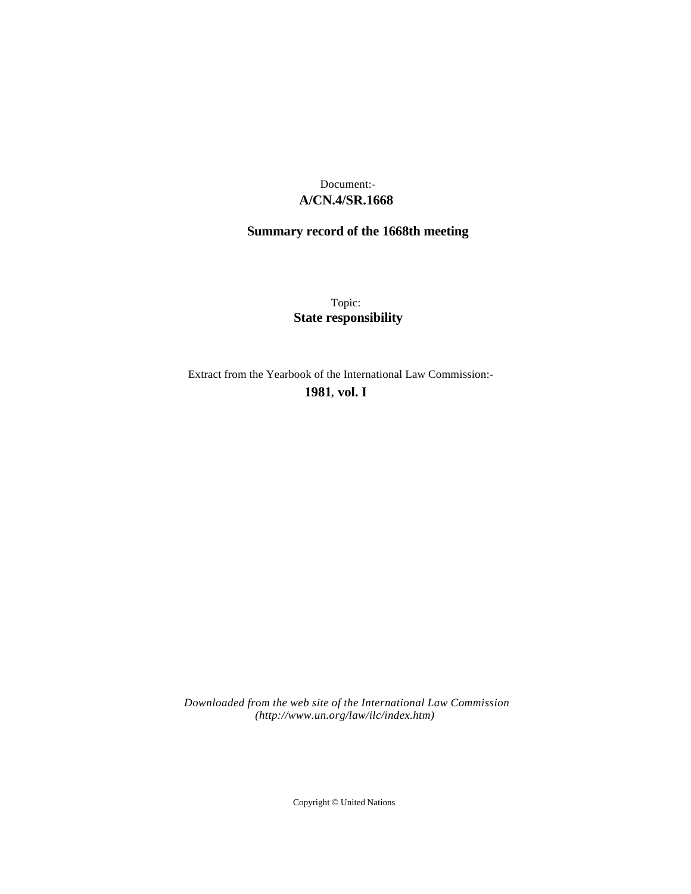Document:-
**A/CN.4/SR.1668**

**Summary record of the 1668th meeting**

Topic:
**State responsibility**

Extract from the Yearbook of the International Law Commission:-
**1981**, **vol. I**

*Downloaded from the web site of the International Law Commission (http://www.un.org/law/ilc/index.htm)*

Copyright © United Nations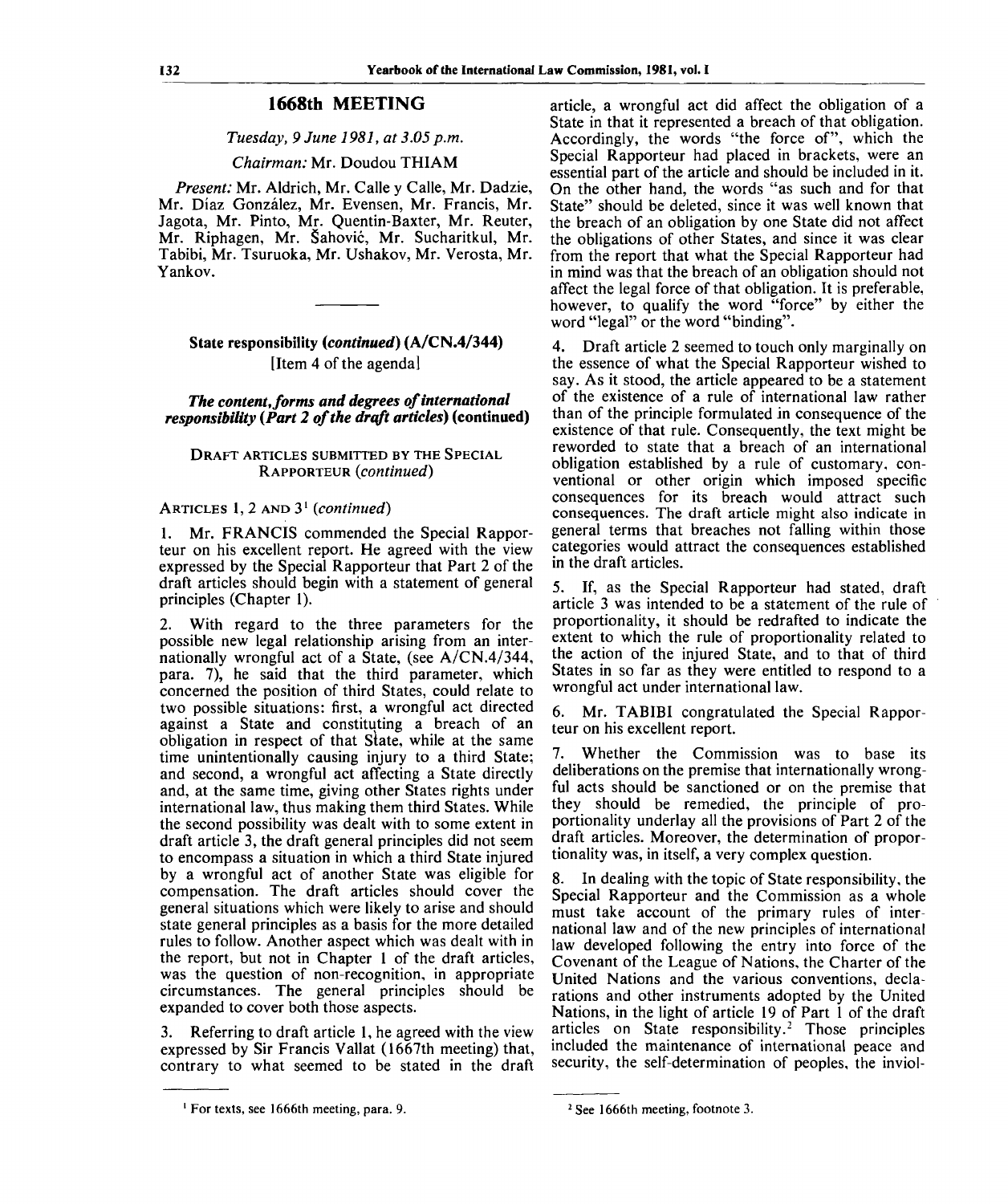# 1668th MEETING

*Tuesday, 9 June 1981, at 3.05 p.m.*

*Chairman:* Mr. Doudou THIAM

*Present:* Mr. Aldrich, Mr. Calle y Calle, Mr. Dadzie, Mr. Díaz González, Mr. Evensen, Mr. Francis, Mr. Jagota, Mr. Pinto, Mr. Quentin-Baxter, Mr. Reuter, Mr. Riphagen, Mr. Šahović, Mr. Sucharitkul, Mr. Tabibi, Mr. Tsuruoka, Mr. Ushakov, Mr. Verosta, Mr. Yankov.

---

## State responsibility (*continued*) (A/CN.4/344)

[Item 4 of the agenda]

### *The content, forms and degrees of international responsibility (Part 2 of the draft articles)* (continued)

DRAFT ARTICLES SUBMITTED BY THE SPECIAL RAPPORTEUR (*continued*)

ARTICLES 1, 2 AND 3[1] (*continued*)

1. Mr. FRANCIS commended the Special Rapporteur on his excellent report. He agreed with the view expressed by the Special Rapporteur that Part 2 of the draft articles should begin with a statement of general principles (Chapter 1).

2. With regard to the three parameters for the possible new legal relationship arising from an internationally wrongful act of a State, (see A/CN.4/344, para. 7), he said that the third parameter, which concerned the position of third States, could relate to two possible situations: first, a wrongful act directed against a State and constituting a breach of an obligation in respect of that State, while at the same time unintentionally causing injury to a third State; and second, a wrongful act affecting a State directly and, at the same time, giving other States rights under international law, thus making them third States. While the second possibility was dealt with to some extent in draft article 3, the draft general principles did not seem to encompass a situation in which a third State injured by a wrongful act of another State was eligible for compensation. The draft articles should cover the general situations which were likely to arise and should state general principles as a basis for the more detailed rules to follow. Another aspect which was dealt with in the report, but not in Chapter 1 of the draft articles, was the question of non-recognition, in appropriate circumstances. The general principles should be expanded to cover both those aspects.

3. Referring to draft article 1, he agreed with the view expressed by Sir Francis Vallat (1667th meeting) that, contrary to what seemed to be stated in the draft article, a wrongful act did affect the obligation of a State in that it represented a breach of that obligation. Accordingly, the words "the force of", which the Special Rapporteur had placed in brackets, were an essential part of the article and should be included in it. On the other hand, the words "as such and for that State" should be deleted, since it was well known that the breach of an obligation by one State did not affect the obligations of other States, and since it was clear from the report that what the Special Rapporteur had in mind was that the breach of an obligation should not affect the legal force of that obligation. It is preferable, however, to qualify the word "force" by either the word "legal" or the word "binding".

4. Draft article 2 seemed to touch only marginally on the essence of what the Special Rapporteur wished to say. As it stood, the article appeared to be a statement of the existence of a rule of international law rather than of the principle formulated in consequence of the existence of that rule. Consequently, the text might be reworded to state that a breach of an international obligation established by a rule of customary, conventional or other origin which imposed specific consequences for its breach would attract such consequences. The draft article might also indicate in general terms that breaches not falling within those categories would attract the consequences established in the draft articles.

5. If, as the Special Rapporteur had stated, draft article 3 was intended to be a statement of the rule of proportionality, it should be redrafted to indicate the extent to which the rule of proportionality related to the action of the injured State, and to that of third States in so far as they were entitled to respond to a wrongful act under international law.

6. Mr. TABIBI congratulated the Special Rapporteur on his excellent report.

7. Whether the Commission was to base its deliberations on the premise that internationally wrongful acts should be sanctioned or on the premise that they should be remedied, the principle of proportionality underlay all the provisions of Part 2 of the draft articles. Moreover, the determination of proportionality was, in itself, a very complex question.

8. In dealing with the topic of State responsibility, the Special Rapporteur and the Commission as a whole must take account of the primary rules of international law and of the new principles of international law developed following the entry into force of the Covenant of the League of Nations, the Charter of the United Nations and the various conventions, declarations and other instruments adopted by the United Nations, in the light of article 19 of Part 1 of the draft articles on State responsibility.[2] Those principles included the maintenance of international peace and security, the self-determination of peoples, the inviol-

---

[1] For texts, see 1666th meeting, para. 9.

[2] See 1666th meeting, footnote 3.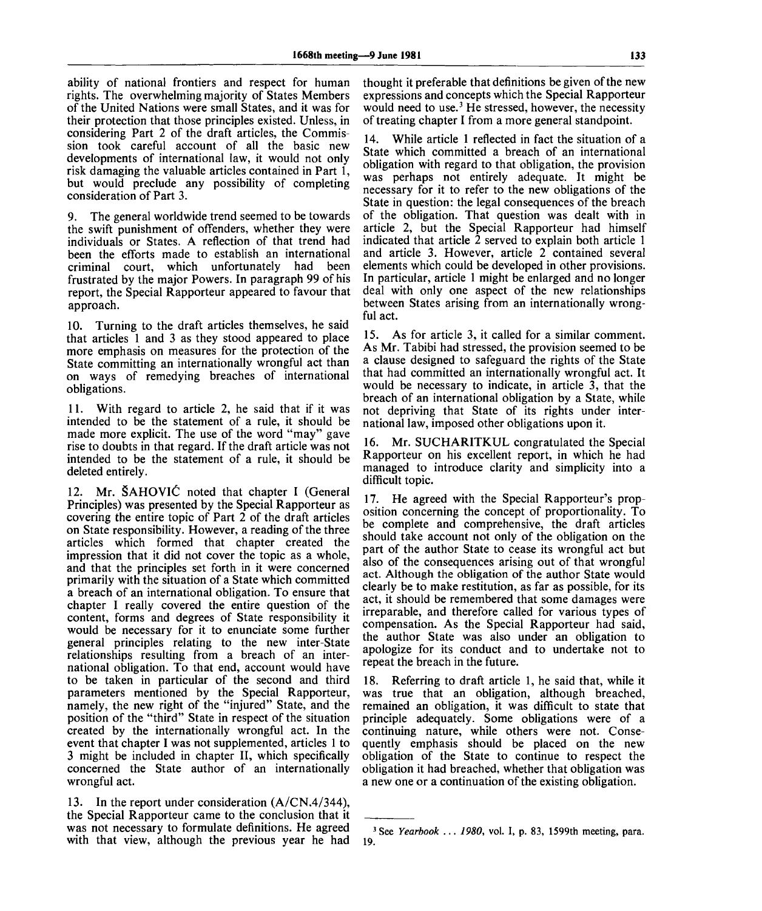ability of national frontiers and respect for human rights. The overwhelming majority of States Members of the United Nations were small States, and it was for their protection that those principles existed. Unless, in considering Part 2 of the draft articles, the Commission took careful account of all the basic new developments of international law, it would not only risk damaging the valuable articles contained in Part 1, but would preclude any possibility of completing consideration of Part 3.

9. The general worldwide trend seemed to be towards the swift punishment of offenders, whether they were individuals or States. A reflection of that trend had been the efforts made to establish an international criminal court, which unfortunately had been frustrated by the major Powers. In paragraph 99 of his report, the Special Rapporteur appeared to favour that approach.

10. Turning to the draft articles themselves, he said that articles 1 and 3 as they stood appeared to place more emphasis on measures for the protection of the State committing an internationally wrongful act than on ways of remedying breaches of international obligations.

11. With regard to article 2, he said that if it was intended to be the statement of a rule, it should be made more explicit. The use of the word "may" gave rise to doubts in that regard. If the draft article was not intended to be the statement of a rule, it should be deleted entirely.

12. Mr. ŠAHOVIĆ noted that chapter I (General Principles) was presented by the Special Rapporteur as covering the entire topic of Part 2 of the draft articles on State responsibility. However, a reading of the three articles which formed that chapter created the impression that it did not cover the topic as a whole, and that the principles set forth in it were concerned primarily with the situation of a State which committed a breach of an international obligation. To ensure that chapter I really covered the entire question of the content, forms and degrees of State responsibility it would be necessary for it to enunciate some further general principles relating to the new inter-State relationships resulting from a breach of an international obligation. To that end, account would have to be taken in particular of the second and third parameters mentioned by the Special Rapporteur, namely, the new right of the "injured" State, and the position of the "third" State in respect of the situation created by the internationally wrongful act. In the event that chapter I was not supplemented, articles 1 to 3 might be included in chapter II, which specifically concerned the State author of an internationally wrongful act.

13. In the report under consideration (A/CN.4/344), the Special Rapporteur came to the conclusion that it was not necessary to formulate definitions. He agreed with that view, although the previous year he had thought it preferable that definitions be given of the new expressions and concepts which the Special Rapporteur would need to use.[3] He stressed, however, the necessity of treating chapter I from a more general standpoint.

14. While article 1 reflected in fact the situation of a State which committed a breach of an international obligation with regard to that obligation, the provision was perhaps not entirely adequate. It might be necessary for it to refer to the new obligations of the State in question: the legal consequences of the breach of the obligation. That question was dealt with in article 2, but the Special Rapporteur had himself indicated that article 2 served to explain both article 1 and article 3. However, article 2 contained several elements which could be developed in other provisions. In particular, article 1 might be enlarged and no longer deal with only one aspect of the new relationships between States arising from an internationally wrongful act.

15. As for article 3, it called for a similar comment. As Mr. Tabibi had stressed, the provision seemed to be a clause designed to safeguard the rights of the State that had committed an internationally wrongful act. It would be necessary to indicate, in article 3, that the breach of an international obligation by a State, while not depriving that State of its rights under international law, imposed other obligations upon it.

16. Mr. SUCHARITKUL congratulated the Special Rapporteur on his excellent report, in which he had managed to introduce clarity and simplicity into a difficult topic.

17. He agreed with the Special Rapporteur's proposition concerning the concept of proportionality. To be complete and comprehensive, the draft articles should take account not only of the obligation on the part of the author State to cease its wrongful act but also of the consequences arising out of that wrongful act. Although the obligation of the author State would clearly be to make restitution, as far as possible, for its act, it should be remembered that some damages were irreparable, and therefore called for various types of compensation. As the Special Rapporteur had said, the author State was also under an obligation to apologize for its conduct and to undertake not to repeat the breach in the future.

18. Referring to draft article 1, he said that, while it was true that an obligation, although breached, remained an obligation, it was difficult to state that principle adequately. Some obligations were of a continuing nature, while others were not. Consequently emphasis should be placed on the new obligation of the State to continue to respect the obligation it had breached, whether that obligation was a new one or a continuation of the existing obligation.

---

[3] See *Yearbook ... 1980*, vol. I, p. 83, 1599th meeting, para. 19.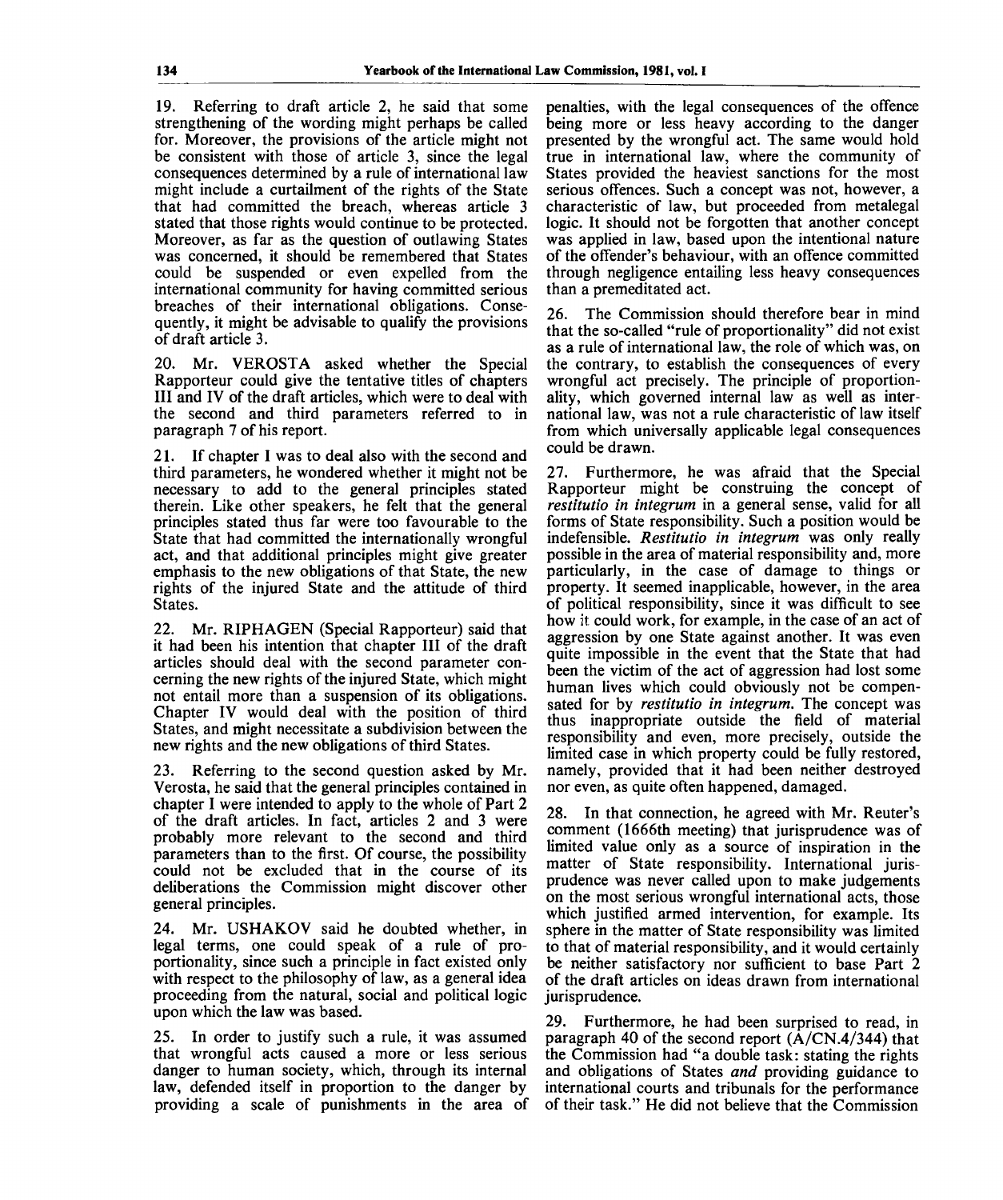19. Referring to draft article 2, he said that some strengthening of the wording might perhaps be called for. Moreover, the provisions of the article might not be consistent with those of article 3, since the legal consequences determined by a rule of international law might include a curtailment of the rights of the State that had committed the breach, whereas article 3 stated that those rights would continue to be protected. Moreover, as far as the question of outlawing States was concerned, it should be remembered that States could be suspended or even expelled from the international community for having committed serious breaches of their international obligations. Consequently, it might be advisable to qualify the provisions of draft article 3.

20. Mr. VEROSTA asked whether the Special Rapporteur could give the tentative titles of chapters III and IV of the draft articles, which were to deal with the second and third parameters referred to in paragraph 7 of his report.

21. If chapter I was to deal also with the second and third parameters, he wondered whether it might not be necessary to add to the general principles stated therein. Like other speakers, he felt that the general principles stated thus far were too favourable to the State that had committed the internationally wrongful act, and that additional principles might give greater emphasis to the new obligations of that State, the new rights of the injured State and the attitude of third States.

22. Mr. RIPHAGEN (Special Rapporteur) said that it had been his intention that chapter III of the draft articles should deal with the second parameter concerning the new rights of the injured State, which might not entail more than a suspension of its obligations. Chapter IV would deal with the position of third States, and might necessitate a subdivision between the new rights and the new obligations of third States.

23. Referring to the second question asked by Mr. Verosta, he said that the general principles contained in chapter I were intended to apply to the whole of Part 2 of the draft articles. In fact, articles 2 and 3 were probably more relevant to the second and third parameters than to the first. Of course, the possibility could not be excluded that in the course of its deliberations the Commission might discover other general principles.

24. Mr. USHAKOV said he doubted whether, in legal terms, one could speak of a rule of proportionality, since such a principle in fact existed only with respect to the philosophy of law, as a general idea proceeding from the natural, social and political logic upon which the law was based.

25. In order to justify such a rule, it was assumed that wrongful acts caused a more or less serious danger to human society, which, through its internal law, defended itself in proportion to the danger by providing a scale of punishments in the area of penalties, with the legal consequences of the offence being more or less heavy according to the danger presented by the wrongful act. The same would hold true in international law, where the community of States provided the heaviest sanctions for the most serious offences. Such a concept was not, however, a characteristic of law, but proceeded from metalegal logic. It should not be forgotten that another concept was applied in law, based upon the intentional nature of the offender's behaviour, with an offence committed through negligence entailing less heavy consequences than a premeditated act.

26. The Commission should therefore bear in mind that the so-called "rule of proportionality" did not exist as a rule of international law, the role of which was, on the contrary, to establish the consequences of every wrongful act precisely. The principle of proportionality, which governed internal law as well as international law, was not a rule characteristic of law itself from which universally applicable legal consequences could be drawn.

27. Furthermore, he was afraid that the Special Rapporteur might be construing the concept of *restitutio in integrum* in a general sense, valid for all forms of State responsibility. Such a position would be indefensible. *Restitutio in integrum* was only really possible in the area of material responsibility and, more particularly, in the case of damage to things or property. It seemed inapplicable, however, in the area of political responsibility, since it was difficult to see how it could work, for example, in the case of an act of aggression by one State against another. It was even quite impossible in the event that the State that had been the victim of the act of aggression had lost some human lives which could obviously not be compensated for by *restitutio in integrum*. The concept was thus inappropriate outside the field of material responsibility and even, more precisely, outside the limited case in which property could be fully restored, namely, provided that it had been neither destroyed nor even, as quite often happened, damaged.

28. In that connection, he agreed with Mr. Reuter's comment (1666th meeting) that jurisprudence was of limited value only as a source of inspiration in the matter of State responsibility. International jurisprudence was never called upon to make judgements on the most serious wrongful international acts, those which justified armed intervention, for example. Its sphere in the matter of State responsibility was limited to that of material responsibility, and it would certainly be neither satisfactory nor sufficient to base Part 2 of the draft articles on ideas drawn from international jurisprudence.

29. Furthermore, he had been surprised to read, in paragraph 40 of the second report (A/CN.4/344) that the Commission had "a double task: stating the rights and obligations of States *and* providing guidance to international courts and tribunals for the performance of their task." He did not believe that the Commission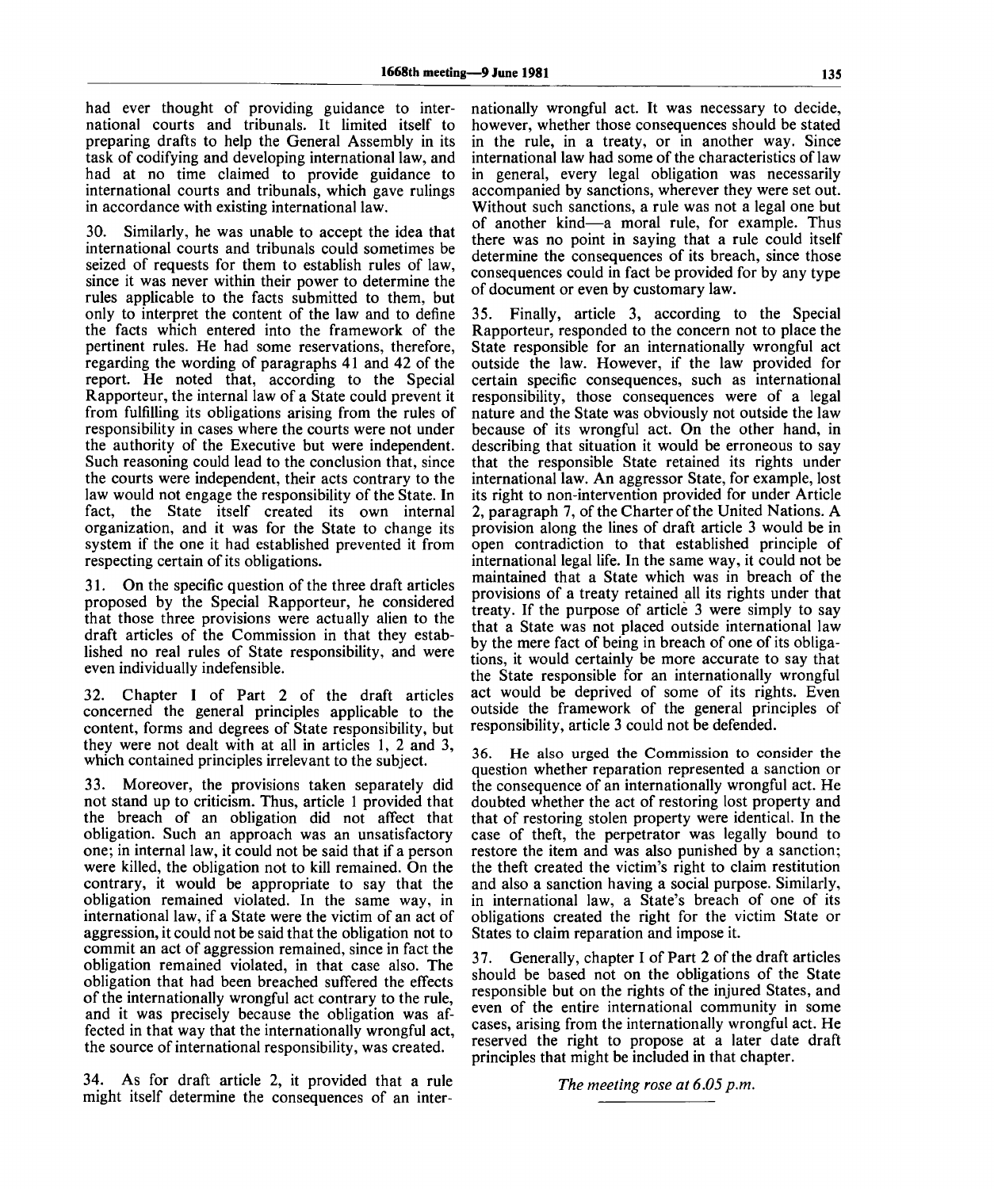had ever thought of providing guidance to international courts and tribunals. It limited itself to preparing drafts to help the General Assembly in its task of codifying and developing international law, and had at no time claimed to provide guidance to international courts and tribunals, which gave rulings in accordance with existing international law.

30. Similarly, he was unable to accept the idea that international courts and tribunals could sometimes be seized of requests for them to establish rules of law, since it was never within their power to determine the rules applicable to the facts submitted to them, but only to interpret the content of the law and to define the facts which entered into the framework of the pertinent rules. He had some reservations, therefore, regarding the wording of paragraphs 41 and 42 of the report. He noted that, according to the Special Rapporteur, the internal law of a State could prevent it from fulfilling its obligations arising from the rules of responsibility in cases where the courts were not under the authority of the Executive but were independent. Such reasoning could lead to the conclusion that, since the courts were independent, their acts contrary to the law would not engage the responsibility of the State. In fact, the State itself created its own internal organization, and it was for the State to change its system if the one it had established prevented it from respecting certain of its obligations.

31. On the specific question of the three draft articles proposed by the Special Rapporteur, he considered that those three provisions were actually alien to the draft articles of the Commission in that they established no real rules of State responsibility, and were even individually indefensible.

32. Chapter I of Part 2 of the draft articles concerned the general principles applicable to the content, forms and degrees of State responsibility, but they were not dealt with at all in articles 1, 2 and 3, which contained principles irrelevant to the subject.

33. Moreover, the provisions taken separately did not stand up to criticism. Thus, article 1 provided that the breach of an obligation did not affect that obligation. Such an approach was an unsatisfactory one; in internal law, it could not be said that if a person were killed, the obligation not to kill remained. On the contrary, it would be appropriate to say that the obligation remained violated. In the same way, in international law, if a State were the victim of an act of aggression, it could not be said that the obligation not to commit an act of aggression remained, since in fact the obligation remained violated, in that case also. The obligation that had been breached suffered the effects of the internationally wrongful act contrary to the rule, and it was precisely because the obligation was affected in that way that the internationally wrongful act, the source of international responsibility, was created.

34. As for draft article 2, it provided that a rule might itself determine the consequences of an internationally wrongful act. It was necessary to decide, however, whether those consequences should be stated in the rule, in a treaty, or in another way. Since international law had some of the characteristics of law in general, every legal obligation was necessarily accompanied by sanctions, wherever they were set out. Without such sanctions, a rule was not a legal one but of another kind—a moral rule, for example. Thus there was no point in saying that a rule could itself determine the consequences of its breach, since those consequences could in fact be provided for by any type of document or even by customary law.

35. Finally, article 3, according to the Special Rapporteur, responded to the concern not to place the State responsible for an internationally wrongful act outside the law. However, if the law provided for certain specific consequences, such as international responsibility, those consequences were of a legal nature and the State was obviously not outside the law because of its wrongful act. On the other hand, in describing that situation it would be erroneous to say that the responsible State retained its rights under international law. An aggressor State, for example, lost its right to non-intervention provided for under Article 2, paragraph 7, of the Charter of the United Nations. A provision along the lines of draft article 3 would be in open contradiction to that established principle of international legal life. In the same way, it could not be maintained that a State which was in breach of the provisions of a treaty retained all its rights under that treaty. If the purpose of article 3 were simply to say that a State was not placed outside international law by the mere fact of being in breach of one of its obligations, it would certainly be more accurate to say that the State responsible for an internationally wrongful act would be deprived of some of its rights. Even outside the framework of the general principles of responsibility, article 3 could not be defended.

36. He also urged the Commission to consider the question whether reparation represented a sanction or the consequence of an internationally wrongful act. He doubted whether the act of restoring lost property and that of restoring stolen property were identical. In the case of theft, the perpetrator was legally bound to restore the item and was also punished by a sanction; the theft created the victim's right to claim restitution and also a sanction having a social purpose. Similarly, in international law, a State's breach of one of its obligations created the right for the victim State or States to claim reparation and impose it.

37. Generally, chapter I of Part 2 of the draft articles should be based not on the obligations of the State responsible but on the rights of the injured States, and even of the entire international community in some cases, arising from the internationally wrongful act. He reserved the right to propose at a later date draft principles that might be included in that chapter.

*The meeting rose at 6.05 p.m.*